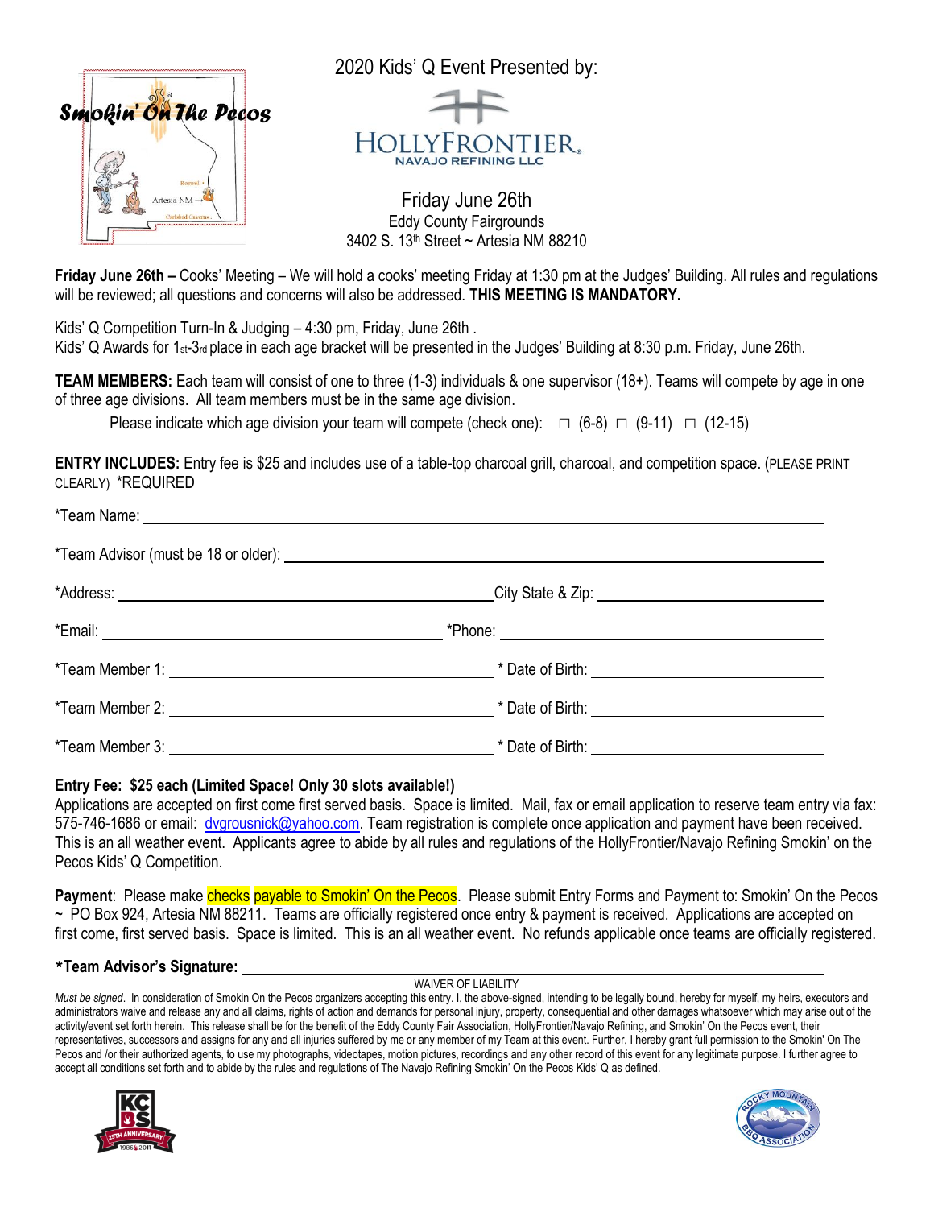Smokin' On The Pecos

# 2020 Kids' Q Event Presented by:

HOLLYFRONTIER
NAVAJO REFINING LLC

## Friday June 26th

Eddy County Fairgrounds
3402 S. 13th Street ~ Artesia NM 88210

**Friday June 26th –** Cooks' Meeting – We will hold a cooks' meeting Friday at 1:30 pm at the Judges' Building. All rules and regulations will be reviewed; all questions and concerns will also be addressed. **THIS MEETING IS MANDATORY.**

Kids' Q Competition Turn-In & Judging – 4:30 pm, Friday, June 26th .
Kids' Q Awards for 1st-3rd place in each age bracket will be presented in the Judges' Building at 8:30 p.m. Friday, June 26th.

**TEAM MEMBERS:** Each team will consist of one to three (1-3) individuals & one supervisor (18+). Teams will compete by age in one of three age divisions. All team members must be in the same age division.

Please indicate which age division your team will compete (check one): ☐ (6-8) ☐ (9-11) ☐ (12-15)

**ENTRY INCLUDES:** Entry fee is $25 and includes use of a table-top charcoal grill, charcoal, and competition space. (PLEASE PRINT CLEARLY) *REQUIRED

*Team Name: ______________________________

*Team Advisor (must be 18 or older): ______________________________

*Address: ______________________________ City State & Zip: ______________________________

*Email: ______________________________ *Phone: ______________________________

*Team Member 1: ______________________________ * Date of Birth: ______________________________

*Team Member 2: ______________________________ * Date of Birth: ______________________________

*Team Member 3: ______________________________ * Date of Birth: ______________________________

**Entry Fee: $25 each (Limited Space! Only 30 slots available!)**
Applications are accepted on first come first served basis. Space is limited. Mail, fax or email application to reserve team entry via fax: 575-746-1686 or email: dvgrousnick@yahoo.com. Team registration is complete once application and payment have been received. This is an all weather event. Applicants agree to abide by all rules and regulations of the HollyFrontier/Navajo Refining Smokin' on the Pecos Kids' Q Competition.

**Payment**: Please make checks payable to Smokin' On the Pecos. Please submit Entry Forms and Payment to: Smokin' On the Pecos ~ PO Box 924, Artesia NM 88211. Teams are officially registered once entry & payment is received. Applications are accepted on first come, first served basis. Space is limited. This is an all weather event. No refunds applicable once teams are officially registered.

**\*Team Advisor's Signature:** ______________________________

WAIVER OF LIABILITY

*Must be signed*. In consideration of Smokin On the Pecos organizers accepting this entry. I, the above-signed, intending to be legally bound, hereby for myself, my heirs, executors and administrators waive and release any and all claims, rights of action and demands for personal injury, property, consequential and other damages whatsoever which may arise out of the activity/event set forth herein. This release shall be for the benefit of the Eddy County Fair Association, HollyFrontier/Navajo Refining, and Smokin' On the Pecos event, their representatives, successors and assigns for any and all injuries suffered by me or any member of my Team at this event. Further, I hereby grant full permission to the Smokin' On The Pecos and /or their authorized agents, to use my photographs, videotapes, motion pictures, recordings and any other record of this event for any legitimate purpose. I further agree to accept all conditions set forth and to abide by the rules and regulations of The Navajo Refining Smokin' On the Pecos Kids' Q as defined.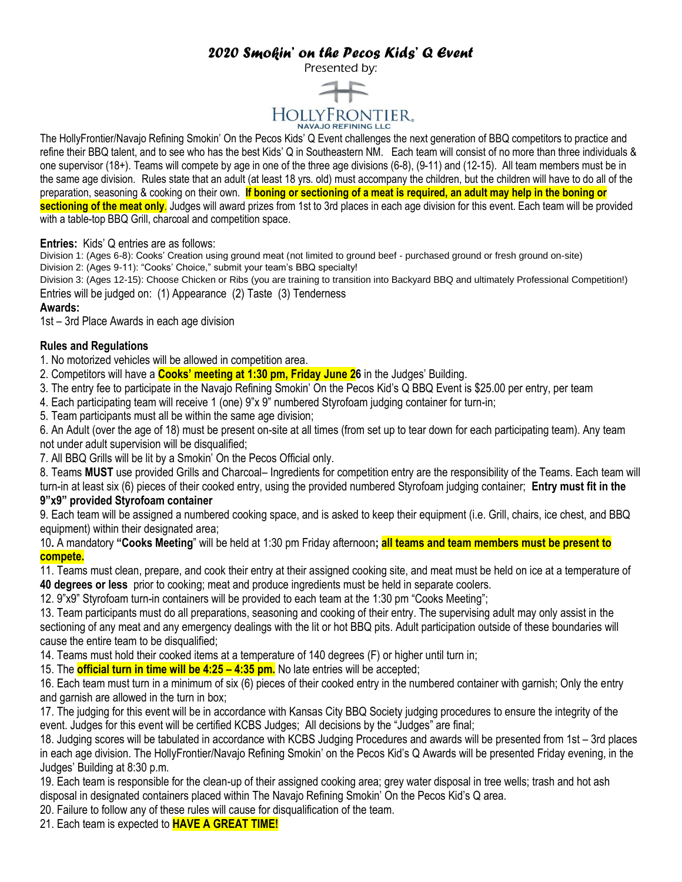# *2020 Smokin' on the Pecos Kids' Q Event*

Presented by:

HOLLYFRONTIER.
NAVAJO REFINING LLC

The HollyFrontier/Navajo Refining Smokin' On the Pecos Kids' Q Event challenges the next generation of BBQ competitors to practice and refine their BBQ talent, and to see who has the best Kids' Q in Southeastern NM. Each team will consist of no more than three individuals & one supervisor (18+). Teams will compete by age in one of the three age divisions (6-8), (9-11) and (12-15). All team members must be in the same age division. Rules state that an adult (at least 18 yrs. old) must accompany the children, but the children will have to do all of the preparation, seasoning & cooking on their own. **If boning or sectioning of a meat is required, an adult may help in the boning or sectioning of the meat only**. Judges will award prizes from 1st to 3rd places in each age division for this event. Each team will be provided with a table-top BBQ Grill, charcoal and competition space.

**Entries:** Kids' Q entries are as follows:

Division 1: (Ages 6-8): Cooks' Creation using ground meat (not limited to ground beef - purchased ground or fresh ground on-site)
Division 2: (Ages 9-11): "Cooks' Choice," submit your team's BBQ specialty!
Division 3: (Ages 12-15): Choose Chicken or Ribs (you are training to transition into Backyard BBQ and ultimately Professional Competition!)
Entries will be judged on: (1) Appearance (2) Taste (3) Tenderness

**Awards:**

1st – 3rd Place Awards in each age division

**Rules and Regulations**

1. No motorized vehicles will be allowed in competition area.
2. Competitors will have a **Cooks' meeting at 1:30 pm, Friday June 26** in the Judges' Building.
3. The entry fee to participate in the Navajo Refining Smokin' On the Pecos Kid's Q BBQ Event is $25.00 per entry, per team
4. Each participating team will receive 1 (one) 9"x 9" numbered Styrofoam judging container for turn-in;
5. Team participants must all be within the same age division;
6. An Adult (over the age of 18) must be present on-site at all times (from set up to tear down for each participating team). Any team not under adult supervision will be disqualified;
7. All BBQ Grills will be lit by a Smokin' On the Pecos Official only.
8. Teams **MUST** use provided Grills and Charcoal– Ingredients for competition entry are the responsibility of the Teams. Each team will turn-in at least six (6) pieces of their cooked entry, using the provided numbered Styrofoam judging container; **Entry must fit in the 9"x9" provided Styrofoam container**
9. Each team will be assigned a numbered cooking space, and is asked to keep their equipment (i.e. Grill, chairs, ice chest, and BBQ equipment) within their designated area;
10. A mandatory **"Cooks Meeting**" will be held at 1:30 pm Friday afternoon**; all teams and team members must be present to compete.**
11. Teams must clean, prepare, and cook their entry at their assigned cooking site, and meat must be held on ice at a temperature of **40 degrees or less** prior to cooking; meat and produce ingredients must be held in separate coolers.
12. 9"x9" Styrofoam turn-in containers will be provided to each team at the 1:30 pm "Cooks Meeting";
13. Team participants must do all preparations, seasoning and cooking of their entry. The supervising adult may only assist in the sectioning of any meat and any emergency dealings with the lit or hot BBQ pits. Adult participation outside of these boundaries will cause the entire team to be disqualified;
14. Teams must hold their cooked items at a temperature of 140 degrees (F) or higher until turn in;
15. The **official turn in time will be 4:25 – 4:35 pm.** No late entries will be accepted;
16. Each team must turn in a minimum of six (6) pieces of their cooked entry in the numbered container with garnish; Only the entry and garnish are allowed in the turn in box;
17. The judging for this event will be in accordance with Kansas City BBQ Society judging procedures to ensure the integrity of the event. Judges for this event will be certified KCBS Judges; All decisions by the "Judges" are final;
18. Judging scores will be tabulated in accordance with KCBS Judging Procedures and awards will be presented from 1st – 3rd places in each age division. The HollyFrontier/Navajo Refining Smokin' on the Pecos Kid's Q Awards will be presented Friday evening, in the Judges' Building at 8:30 p.m.
19. Each team is responsible for the clean-up of their assigned cooking area; grey water disposal in tree wells; trash and hot ash disposal in designated containers placed within The Navajo Refining Smokin' On the Pecos Kid's Q area.
20. Failure to follow any of these rules will cause for disqualification of the team.
21. Each team is expected to **HAVE A GREAT TIME!**